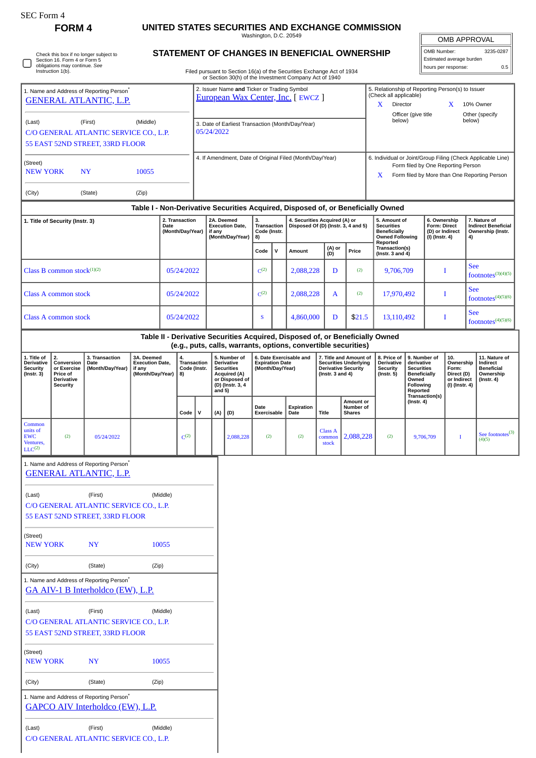SEC Form 4

**FORM 4**

# UNITED STATES SECURITIES AND EXCHANGE COMMISSION

Washington, D.C. 20549

## STATEMENT OF CHANGES IN BENEFICIAL OWNERSHIP

Filed pursuant to Section 16(a) of the Securities Exchange Act of 1934 or Section 30(h) of the Investment Company Act of 1940

| OMB APPROVAL | |
|---|---|
| OMB Number: | 3235-0287 |
| Estimated average burden | |
| hours per response: | 0.5 |

☐ Check this box if no longer subject to Section 16. Form 4 or Form 5 obligations may continue. *See* Instruction 1(b).

1. Name and Address of Reporting Person*

GENERAL ATLANTIC, L.P.

(Last) (First) (Middle)

C/O GENERAL ATLANTIC SERVICE CO., L.P.
55 EAST 52ND STREET, 33RD FLOOR

(Street)

NEW YORK NY 10055

(City) (State) (Zip)

2. Issuer Name **and** Ticker or Trading Symbol

European Wax Center, Inc. [ EWCZ ]

3. Date of Earliest Transaction (Month/Day/Year)

05/24/2022

4. If Amendment, Date of Original Filed (Month/Day/Year)

5. Relationship of Reporting Person(s) to Issuer (Check all applicable)

X Director X 10% Owner

Officer (give title below) Other (specify below)

6. Individual or Joint/Group Filing (Check Applicable Line)

Form filed by One Reporting Person

X Form filed by More than One Reporting Person

### Table I - Non-Derivative Securities Acquired, Disposed of, or Beneficially Owned

| 1. Title of Security (Instr. 3) | 2. Transaction Date (Month/Day/Year) | 2A. Deemed Execution Date, if any (Month/Day/Year) | 3. Transaction Code (Instr. 8) | | 4. Securities Acquired (A) or Disposed Of (D) (Instr. 3, 4 and 5) | | | 5. Amount of Securities Beneficially Owned Following Reported Transaction(s) (Instr. 3 and 4) | 6. Ownership Form: Direct (D) or Indirect (I) (Instr. 4) | 7. Nature of Indirect Beneficial Ownership (Instr. 4) |
|---|---|---|---|---|---|---|---|---|---|---|
| | | | Code | V | Amount | (A) or (D) | Price | | | |
| Class B common stock[1][2] | 05/24/2022 | | C[2] | | 2,088,228 | D | [2] | 9,706,709 | I | See footnotes[3][4][5] |
| Class A common stock | 05/24/2022 | | C[2] | | 2,088,228 | A | [2] | 17,970,492 | I | See footnotes[4][5][6] |
| Class A common stock | 05/24/2022 | | S | | 4,860,000 | D | $21.5 | 13,110,492 | I | See footnotes[4][5][6] |

### Table II - Derivative Securities Acquired, Disposed of, or Beneficially Owned (e.g., puts, calls, warrants, options, convertible securities)

| 1. Title of Derivative Security (Instr. 3) | 2. Conversion or Exercise Price of Derivative Security | 3. Transaction Date (Month/Day/Year) | 3A. Deemed Execution Date, if any (Month/Day/Year) | 4. Transaction Code (Instr. 8) | | 5. Number of Derivative Securities Acquired (A) or Disposed of (D) (Instr. 3, 4 and 5) | | 6. Date Exercisable and Expiration Date (Month/Day/Year) | | 7. Title and Amount of Securities Underlying Derivative Security (Instr. 3 and 4) | | 8. Price of Derivative Security (Instr. 5) | 9. Number of derivative Securities Beneficially Owned Following Reported Transaction(s) (Instr. 4) | 10. Ownership Form: Direct (D) or Indirect (I) (Instr. 4) | 11. Nature of Indirect Beneficial Ownership (Instr. 4) |
|---|---|---|---|---|---|---|---|---|---|---|---|---|---|---|---|
| | | | | Code | V | (A) | (D) | Date Exercisable | Expiration Date | Title | Amount or Number of Shares | | | | |
| Common units of EWC Ventures, LLC[2] | [2] | 05/24/2022 | | C[2] | | | 2,088,228 | [2] | [2] | Class A common stock | 2,088,228 | [2] | 9,706,709 | I | See footnotes[3][4][5] |

1. Name and Address of Reporting Person*

GENERAL ATLANTIC, L.P.

(Last) (First) (Middle)

C/O GENERAL ATLANTIC SERVICE CO., L.P.
55 EAST 52ND STREET, 33RD FLOOR

(Street)

NEW YORK NY 10055

(City) (State) (Zip)

1. Name and Address of Reporting Person*

GA AIV-1 B Interholdco (EW), L.P.

(Last) (First) (Middle)

C/O GENERAL ATLANTIC SERVICE CO., L.P.
55 EAST 52ND STREET, 33RD FLOOR

(Street)

NEW YORK NY 10055

(City) (State) (Zip)

1. Name and Address of Reporting Person*

GAPCO AIV Interholdco (EW), L.P.

(Last) (First) (Middle)

C/O GENERAL ATLANTIC SERVICE CO., L.P.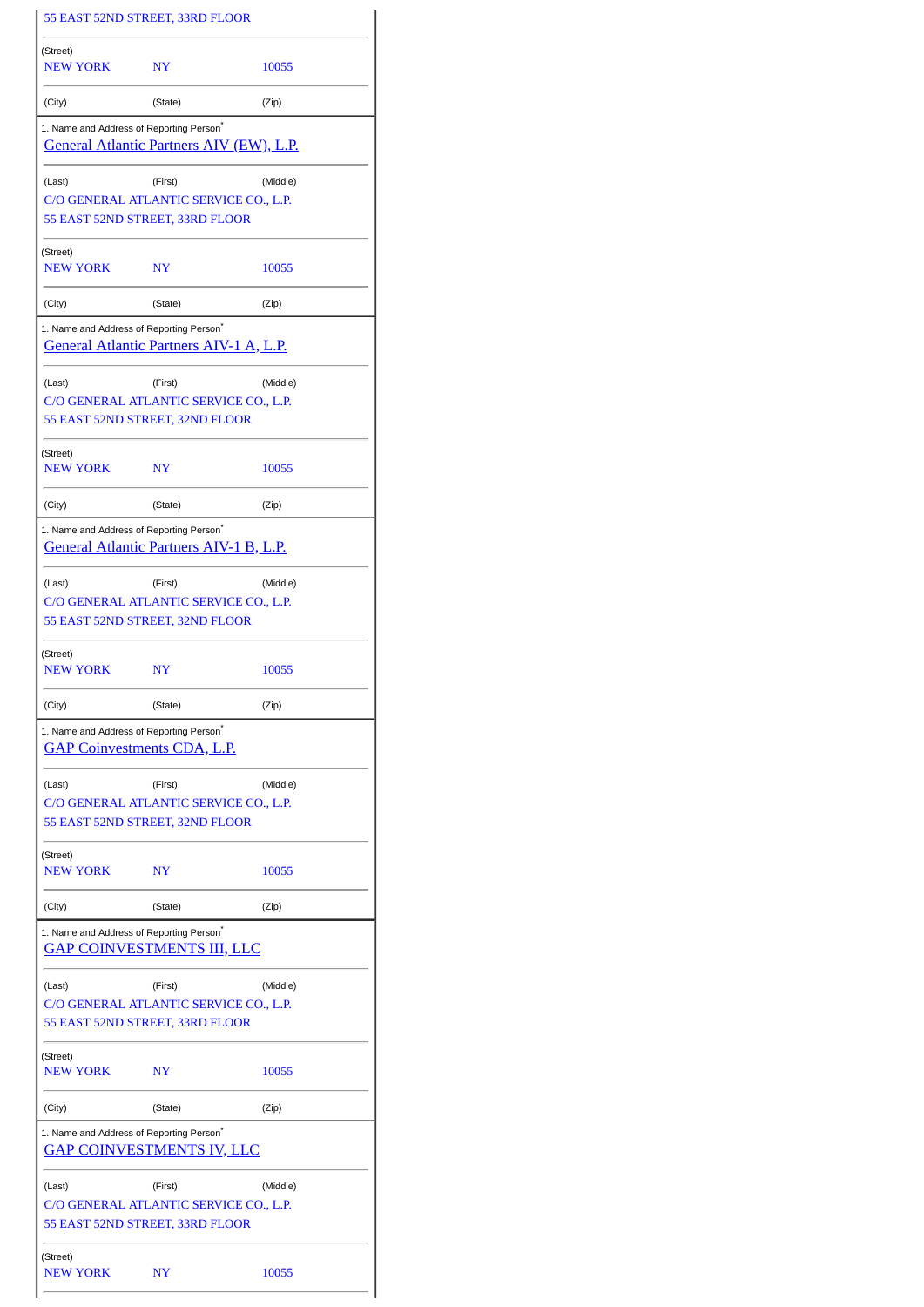55 EAST 52ND STREET, 33RD FLOOR

| | | |
|---|---|---|
| (Street) | | |
| NEW YORK | NY | 10055 |
| (City) | (State) | (Zip) |

1. Name and Address of Reporting Person*

General Atlantic Partners AIV (EW), L.P.

| | | |
|---|---|---|
| (Last) | (First) | (Middle) |

C/O GENERAL ATLANTIC SERVICE CO., L.P.
55 EAST 52ND STREET, 33RD FLOOR

| | | |
|---|---|---|
| (Street) | | |
| NEW YORK | NY | 10055 |
| (City) | (State) | (Zip) |

1. Name and Address of Reporting Person*

General Atlantic Partners AIV-1 A, L.P.

| | | |
|---|---|---|
| (Last) | (First) | (Middle) |

C/O GENERAL ATLANTIC SERVICE CO., L.P.
55 EAST 52ND STREET, 32ND FLOOR

| | | |
|---|---|---|
| (Street) | | |
| NEW YORK | NY | 10055 |
| (City) | (State) | (Zip) |

1. Name and Address of Reporting Person*

General Atlantic Partners AIV-1 B, L.P.

| | | |
|---|---|---|
| (Last) | (First) | (Middle) |

C/O GENERAL ATLANTIC SERVICE CO., L.P.
55 EAST 52ND STREET, 32ND FLOOR

| | | |
|---|---|---|
| (Street) | | |
| NEW YORK | NY | 10055 |
| (City) | (State) | (Zip) |

1. Name and Address of Reporting Person*

GAP Coinvestments CDA, L.P.

| | | |
|---|---|---|
| (Last) | (First) | (Middle) |

C/O GENERAL ATLANTIC SERVICE CO., L.P.
55 EAST 52ND STREET, 32ND FLOOR

| | | |
|---|---|---|
| (Street) | | |
| NEW YORK | NY | 10055 |
| (City) | (State) | (Zip) |

1. Name and Address of Reporting Person*

GAP COINVESTMENTS III, LLC

| | | |
|---|---|---|
| (Last) | (First) | (Middle) |

C/O GENERAL ATLANTIC SERVICE CO., L.P.
55 EAST 52ND STREET, 33RD FLOOR

| | | |
|---|---|---|
| (Street) | | |
| NEW YORK | NY | 10055 |
| (City) | (State) | (Zip) |

1. Name and Address of Reporting Person*

GAP COINVESTMENTS IV, LLC

| | | |
|---|---|---|
| (Last) | (First) | (Middle) |

C/O GENERAL ATLANTIC SERVICE CO., L.P.
55 EAST 52ND STREET, 33RD FLOOR

| | | |
|---|---|---|
| (Street) | | |
| NEW YORK | NY | 10055 |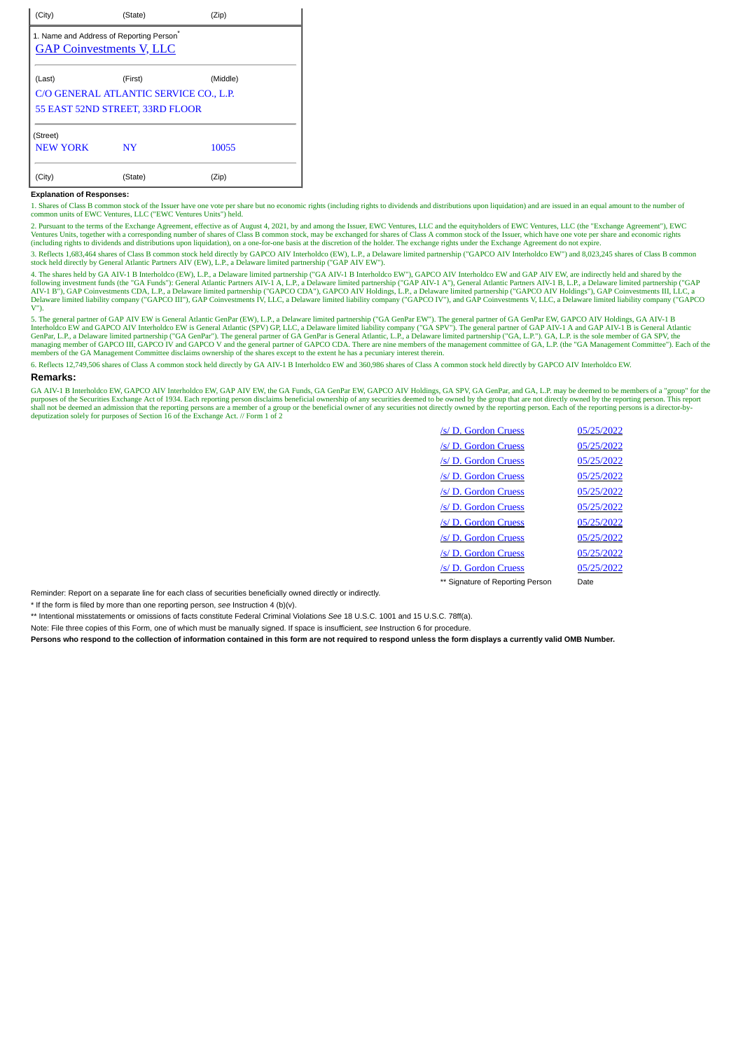| (City) | (State) | (Zip) |
| --- | --- | --- |

1. Name and Address of Reporting Person*

GAP Coinvestments V, LLC

| (Last) | (First) | (Middle) |
| --- | --- | --- |

C/O GENERAL ATLANTIC SERVICE CO., L.P.

55 EAST 52ND STREET, 33RD FLOOR

(Street)

| NEW YORK | NY | 10055 |
| --- | --- | --- |
| (City) | (State) | (Zip) |

**Explanation of Responses:**

1. Shares of Class B common stock of the Issuer have one vote per share but no economic rights (including rights to dividends and distributions upon liquidation) and are issued in an equal amount to the number of common units of EWC Ventures, LLC ("EWC Ventures Units") held.

2. Pursuant to the terms of the Exchange Agreement, effective as of August 4, 2021, by and among the Issuer, EWC Ventures, LLC and the equityholders of EWC Ventures, LLC (the "Exchange Agreement"), EWC Ventures Units, together with a corresponding number of shares of Class B common stock, may be exchanged for shares of Class A common stock of the Issuer, which have one vote per share and economic rights (including rights to dividends and distributions upon liquidation), on a one-for-one basis at the discretion of the holder. The exchange rights under the Exchange Agreement do not expire.

3. Reflects 1,683,464 shares of Class B common stock held directly by GAPCO AIV Interholdco (EW), L.P., a Delaware limited partnership ("GAPCO AIV Interholdco EW") and 8,023,245 shares of Class B common stock held directly by General Atlantic Partners AIV (EW), L.P., a Delaware limited partnership ("GAP AIV EW").

4. The shares held by GA AIV-1 B Interholdco (EW), L.P., a Delaware limited partnership ("GA AIV-1 B Interholdco EW"), GAPCO AIV Interholdco EW and GAP AIV EW, are indirectly held and shared by the following investment funds (the "GA Funds"): General Atlantic Partners AIV-1 A, L.P., a Delaware limited partnership ("GAP AIV-1 A"), General Atlantic Partners AIV-1 B, L.P., a Delaware limited partnership ("GAP AIV-1 B"), GAP Coinvestments CDA, L.P., a Delaware limited partnership ("GAPCO CDA"), GAPCO AIV Holdings, L.P., a Delaware limited partnership ("GAPCO AIV Holdings"), GAP Coinvestments III, LLC, a Delaware limited liability company ("GAPCO III"), GAP Coinvestments IV, LLC, a Delaware limited liability company ("GAPCO IV"), and GAP Coinvestments V, LLC, a Delaware limited liability company ("GAPCO V").

5. The general partner of GAP AIV EW is General Atlantic GenPar (EW), L.P., a Delaware limited partnership ("GA GenPar EW"). The general partner of GA GenPar EW, GAPCO AIV Holdings, GA AIV-1 B Interholdco EW and GAPCO AIV Interholdco EW is General Atlantic (SPV) GP, LLC, a Delaware limited liability company ("GA SPV"). The general partner of GAP AIV-1 A and GAP AIV-1 B is General Atlantic GenPar, L.P., a Delaware limited partnership ("GA GenPar"). The general partner of GA GenPar is General Atlantic, L.P., a Delaware limited partnership ("GA, L.P."). GA, L.P. is the sole member of GA SPV, the managing member of GAPCO III, GAPCO IV and GAPCO V and the general partner of GAPCO CDA. There are nine members of the management committee of GA, L.P. (the "GA Management Committee"). Each of the members of the GA Management Committee disclaims ownership of the shares except to the extent he has a pecuniary interest therein.

6. Reflects 12,749,506 shares of Class A common stock held directly by GA AIV-1 B Interholdco EW and 360,986 shares of Class A common stock held directly by GAPCO AIV Interholdco EW.

**Remarks:**

GA AIV-1 B Interholdco EW, GAPCO AIV Interholdco EW, GAP AIV EW, the GA Funds, GA GenPar EW, GAPCO AIV Holdings, GA SPV, GA GenPar, and GA, L.P. may be deemed to be members of a "group" for the purposes of the Securities Exchange Act of 1934. Each reporting person disclaims beneficial ownership of any securities deemed to be owned by the group that are not directly owned by the reporting person. This report shall not be deemed an admission that the reporting persons are a member of a group or the beneficial owner of any securities not directly owned by the reporting person. Each of the reporting persons is a director-by-deputization solely for purposes of Section 16 of the Exchange Act. // Form 1 of 2

| | |
| --- | --- |
| /s/ D. Gordon Cruess | 05/25/2022 |
| /s/ D. Gordon Cruess | 05/25/2022 |
| /s/ D. Gordon Cruess | 05/25/2022 |
| /s/ D. Gordon Cruess | 05/25/2022 |
| /s/ D. Gordon Cruess | 05/25/2022 |
| /s/ D. Gordon Cruess | 05/25/2022 |
| /s/ D. Gordon Cruess | 05/25/2022 |
| /s/ D. Gordon Cruess | 05/25/2022 |
| /s/ D. Gordon Cruess | 05/25/2022 |
| /s/ D. Gordon Cruess | 05/25/2022 |
| ** Signature of Reporting Person | Date |

Reminder: Report on a separate line for each class of securities beneficially owned directly or indirectly.

* If the form is filed by more than one reporting person, *see* Instruction 4 (b)(v).

** Intentional misstatements or omissions of facts constitute Federal Criminal Violations *See* 18 U.S.C. 1001 and 15 U.S.C. 78ff(a).

Note: File three copies of this Form, one of which must be manually signed. If space is insufficient, *see* Instruction 6 for procedure.

**Persons who respond to the collection of information contained in this form are not required to respond unless the form displays a currently valid OMB Number.**